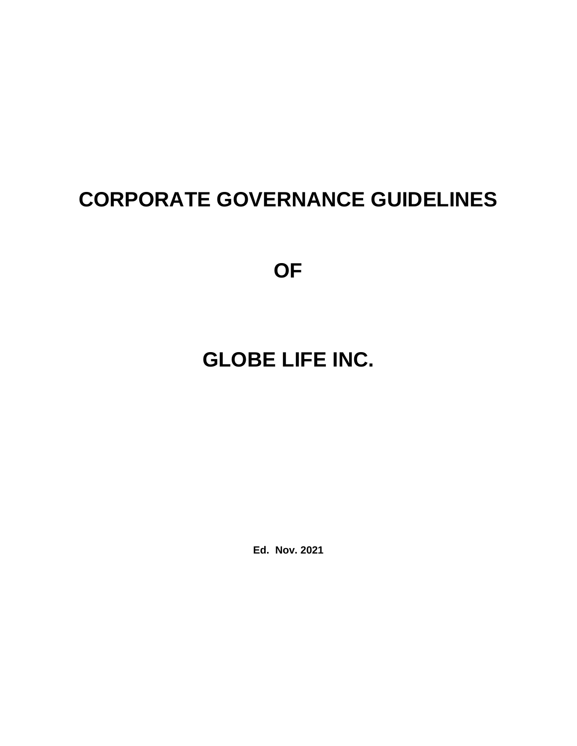# CORPORATE GOVERNANCE GUIDELINES

# OF

# GLOBE LIFE INC.

**Ed. Nov. 2021**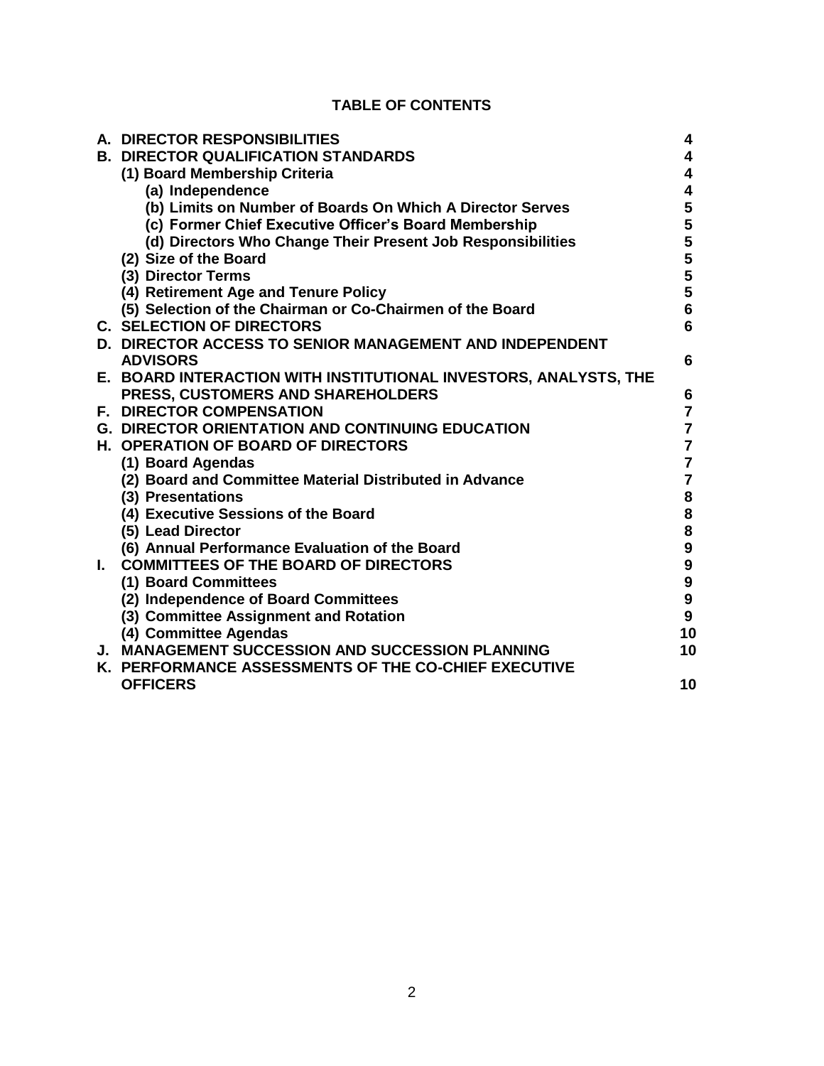# TABLE OF CONTENTS

| | |
|---|---|
| **A. DIRECTOR RESPONSIBILITIES** | **4** |
| **B. DIRECTOR QUALIFICATION STANDARDS** | **4** |
| **(1) Board Membership Criteria** | **4** |
| **(a) Independence** | **4** |
| **(b) Limits on Number of Boards On Which A Director Serves** | **5** |
| **(c) Former Chief Executive Officer's Board Membership** | **5** |
| **(d) Directors Who Change Their Present Job Responsibilities** | **5** |
| **(2) Size of the Board** | **5** |
| **(3) Director Terms** | **5** |
| **(4) Retirement Age and Tenure Policy** | **5** |
| **(5) Selection of the Chairman or Co-Chairmen of the Board** | **6** |
| **C. SELECTION OF DIRECTORS** | **6** |
| **D. DIRECTOR ACCESS TO SENIOR MANAGEMENT AND INDEPENDENT ADVISORS** | **6** |
| **E. BOARD INTERACTION WITH INSTITUTIONAL INVESTORS, ANALYSTS, THE PRESS, CUSTOMERS AND SHAREHOLDERS** | **6** |
| **F. DIRECTOR COMPENSATION** | **7** |
| **G. DIRECTOR ORIENTATION AND CONTINUING EDUCATION** | **7** |
| **H. OPERATION OF BOARD OF DIRECTORS** | **7** |
| **(1) Board Agendas** | **7** |
| **(2) Board and Committee Material Distributed in Advance** | **7** |
| **(3) Presentations** | **8** |
| **(4) Executive Sessions of the Board** | **8** |
| **(5) Lead Director** | **8** |
| **(6) Annual Performance Evaluation of the Board** | **9** |
| **I. COMMITTEES OF THE BOARD OF DIRECTORS** | **9** |
| **(1) Board Committees** | **9** |
| **(2) Independence of Board Committees** | **9** |
| **(3) Committee Assignment and Rotation** | **9** |
| **(4) Committee Agendas** | **10** |
| **J. MANAGEMENT SUCCESSION AND SUCCESSION PLANNING** | **10** |
| **K. PERFORMANCE ASSESSMENTS OF THE CO-CHIEF EXECUTIVE OFFICERS** | **10** |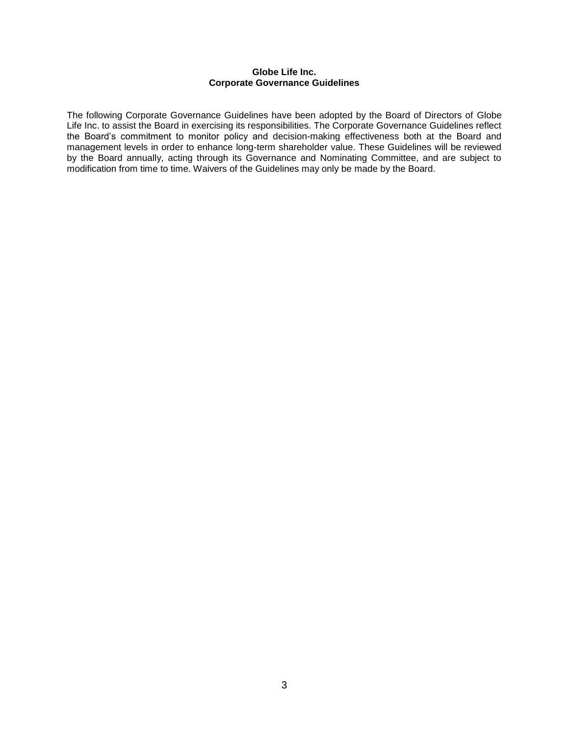**Globe Life Inc.**
**Corporate Governance Guidelines**

The following Corporate Governance Guidelines have been adopted by the Board of Directors of Globe Life Inc. to assist the Board in exercising its responsibilities. The Corporate Governance Guidelines reflect the Board's commitment to monitor policy and decision-making effectiveness both at the Board and management levels in order to enhance long-term shareholder value. These Guidelines will be reviewed by the Board annually, acting through its Governance and Nominating Committee, and are subject to modification from time to time. Waivers of the Guidelines may only be made by the Board.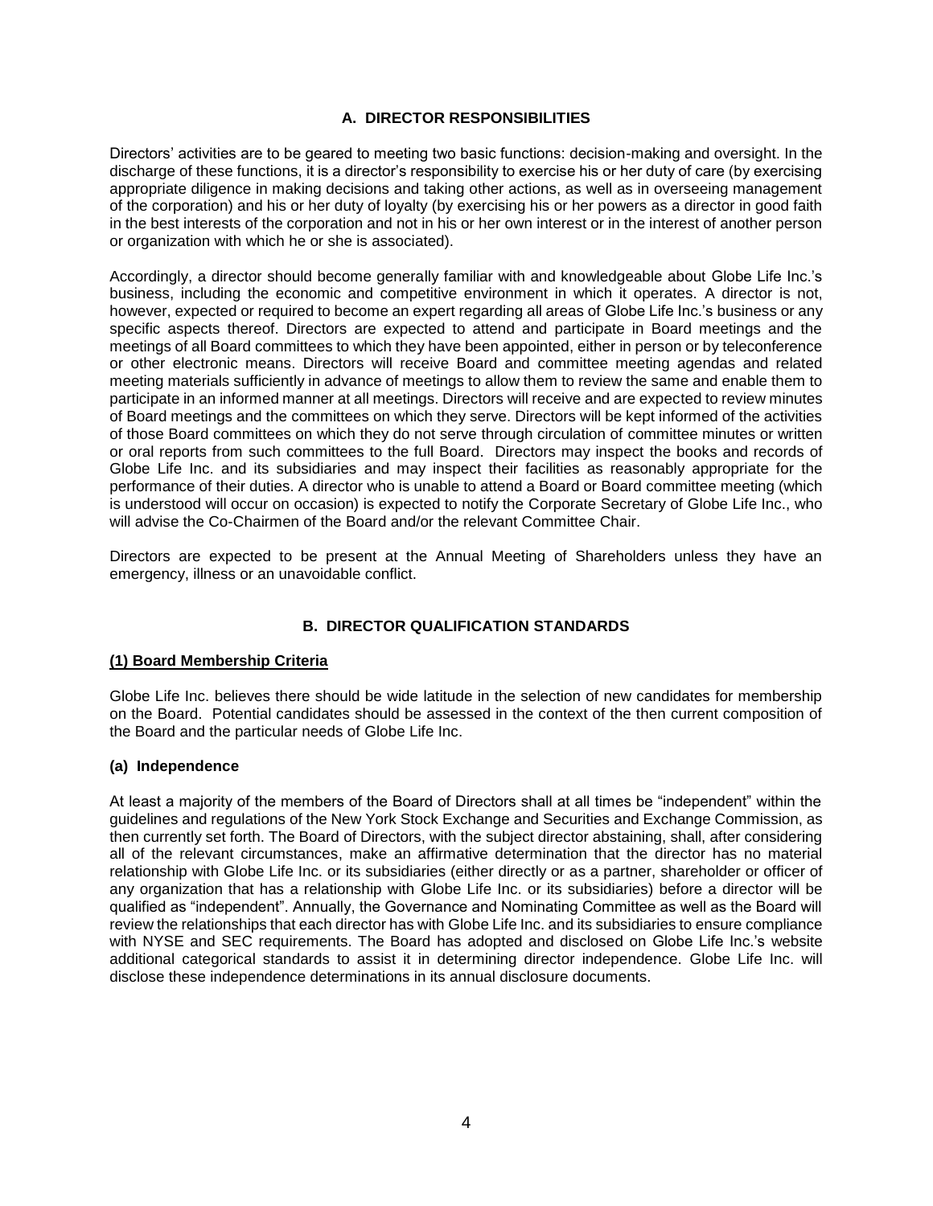## A. DIRECTOR RESPONSIBILITIES

Directors' activities are to be geared to meeting two basic functions: decision-making and oversight. In the discharge of these functions, it is a director's responsibility to exercise his or her duty of care (by exercising appropriate diligence in making decisions and taking other actions, as well as in overseeing management of the corporation) and his or her duty of loyalty (by exercising his or her powers as a director in good faith in the best interests of the corporation and not in his or her own interest or in the interest of another person or organization with which he or she is associated).

Accordingly, a director should become generally familiar with and knowledgeable about Globe Life Inc.'s business, including the economic and competitive environment in which it operates. A director is not, however, expected or required to become an expert regarding all areas of Globe Life Inc.'s business or any specific aspects thereof. Directors are expected to attend and participate in Board meetings and the meetings of all Board committees to which they have been appointed, either in person or by teleconference or other electronic means. Directors will receive Board and committee meeting agendas and related meeting materials sufficiently in advance of meetings to allow them to review the same and enable them to participate in an informed manner at all meetings. Directors will receive and are expected to review minutes of Board meetings and the committees on which they serve. Directors will be kept informed of the activities of those Board committees on which they do not serve through circulation of committee minutes or written or oral reports from such committees to the full Board. Directors may inspect the books and records of Globe Life Inc. and its subsidiaries and may inspect their facilities as reasonably appropriate for the performance of their duties. A director who is unable to attend a Board or Board committee meeting (which is understood will occur on occasion) is expected to notify the Corporate Secretary of Globe Life Inc., who will advise the Co-Chairmen of the Board and/or the relevant Committee Chair.

Directors are expected to be present at the Annual Meeting of Shareholders unless they have an emergency, illness or an unavoidable conflict.

## B. DIRECTOR QUALIFICATION STANDARDS

### (1) Board Membership Criteria

Globe Life Inc. believes there should be wide latitude in the selection of new candidates for membership on the Board. Potential candidates should be assessed in the context of the then current composition of the Board and the particular needs of Globe Life Inc.

#### (a) Independence

At least a majority of the members of the Board of Directors shall at all times be "independent" within the guidelines and regulations of the New York Stock Exchange and Securities and Exchange Commission, as then currently set forth. The Board of Directors, with the subject director abstaining, shall, after considering all of the relevant circumstances, make an affirmative determination that the director has no material relationship with Globe Life Inc. or its subsidiaries (either directly or as a partner, shareholder or officer of any organization that has a relationship with Globe Life Inc. or its subsidiaries) before a director will be qualified as "independent". Annually, the Governance and Nominating Committee as well as the Board will review the relationships that each director has with Globe Life Inc. and its subsidiaries to ensure compliance with NYSE and SEC requirements. The Board has adopted and disclosed on Globe Life Inc.'s website additional categorical standards to assist it in determining director independence. Globe Life Inc. will disclose these independence determinations in its annual disclosure documents.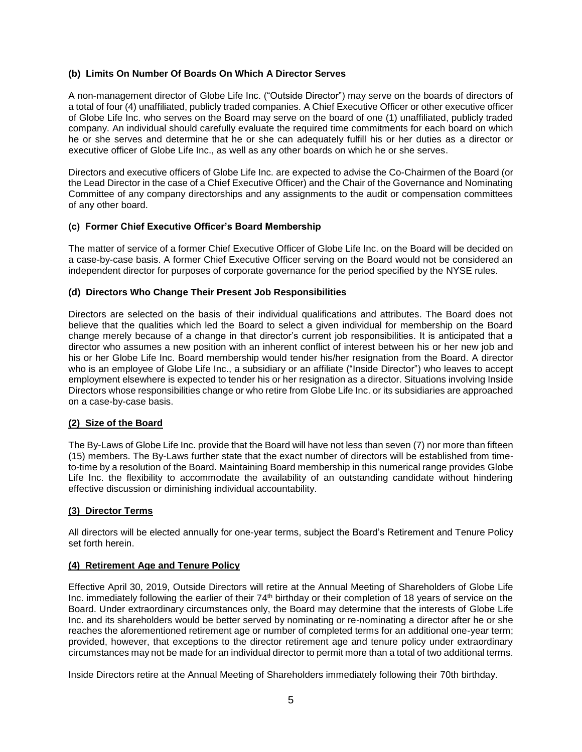#### (b) Limits On Number Of Boards On Which A Director Serves

A non-management director of Globe Life Inc. ("Outside Director") may serve on the boards of directors of a total of four (4) unaffiliated, publicly traded companies. A Chief Executive Officer or other executive officer of Globe Life Inc. who serves on the Board may serve on the board of one (1) unaffiliated, publicly traded company. An individual should carefully evaluate the required time commitments for each board on which he or she serves and determine that he or she can adequately fulfill his or her duties as a director or executive officer of Globe Life Inc., as well as any other boards on which he or she serves.

Directors and executive officers of Globe Life Inc. are expected to advise the Co-Chairmen of the Board (or the Lead Director in the case of a Chief Executive Officer) and the Chair of the Governance and Nominating Committee of any company directorships and any assignments to the audit or compensation committees of any other board.

#### (c) Former Chief Executive Officer's Board Membership

The matter of service of a former Chief Executive Officer of Globe Life Inc. on the Board will be decided on a case-by-case basis. A former Chief Executive Officer serving on the Board would not be considered an independent director for purposes of corporate governance for the period specified by the NYSE rules.

#### (d) Directors Who Change Their Present Job Responsibilities

Directors are selected on the basis of their individual qualifications and attributes. The Board does not believe that the qualities which led the Board to select a given individual for membership on the Board change merely because of a change in that director's current job responsibilities. It is anticipated that a director who assumes a new position with an inherent conflict of interest between his or her new job and his or her Globe Life Inc. Board membership would tender his/her resignation from the Board. A director who is an employee of Globe Life Inc., a subsidiary or an affiliate ("Inside Director") who leaves to accept employment elsewhere is expected to tender his or her resignation as a director. Situations involving Inside Directors whose responsibilities change or who retire from Globe Life Inc. or its subsidiaries are approached on a case-by-case basis.

### (2) Size of the Board

The By-Laws of Globe Life Inc. provide that the Board will have not less than seven (7) nor more than fifteen (15) members. The By-Laws further state that the exact number of directors will be established from time-to-time by a resolution of the Board. Maintaining Board membership in this numerical range provides Globe Life Inc. the flexibility to accommodate the availability of an outstanding candidate without hindering effective discussion or diminishing individual accountability.

### (3) Director Terms

All directors will be elected annually for one-year terms, subject the Board's Retirement and Tenure Policy set forth herein.

### (4) Retirement Age and Tenure Policy

Effective April 30, 2019, Outside Directors will retire at the Annual Meeting of Shareholders of Globe Life Inc. immediately following the earlier of their 74th birthday or their completion of 18 years of service on the Board. Under extraordinary circumstances only, the Board may determine that the interests of Globe Life Inc. and its shareholders would be better served by nominating or re-nominating a director after he or she reaches the aforementioned retirement age or number of completed terms for an additional one-year term; provided, however, that exceptions to the director retirement age and tenure policy under extraordinary circumstances may not be made for an individual director to permit more than a total of two additional terms.

Inside Directors retire at the Annual Meeting of Shareholders immediately following their 70th birthday.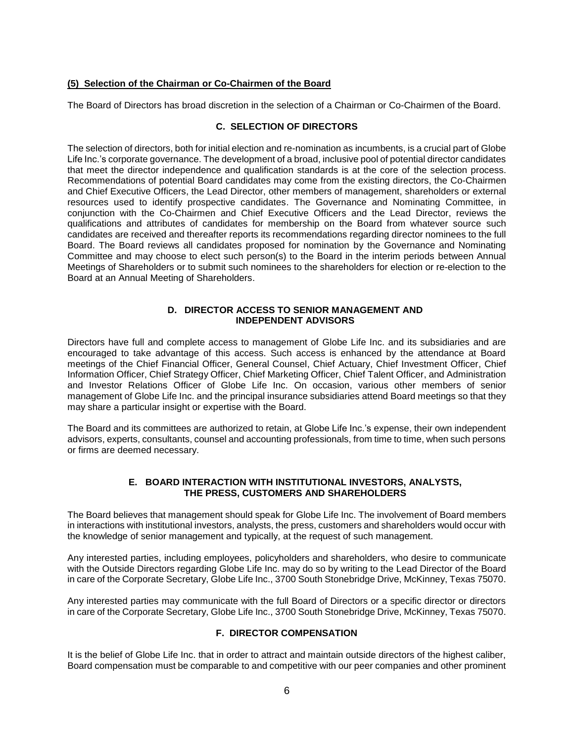**(5) Selection of the Chairman or Co-Chairmen of the Board**

The Board of Directors has broad discretion in the selection of a Chairman or Co-Chairmen of the Board.

## C. SELECTION OF DIRECTORS

The selection of directors, both for initial election and re-nomination as incumbents, is a crucial part of Globe Life Inc.'s corporate governance. The development of a broad, inclusive pool of potential director candidates that meet the director independence and qualification standards is at the core of the selection process. Recommendations of potential Board candidates may come from the existing directors, the Co-Chairmen and Chief Executive Officers, the Lead Director, other members of management, shareholders or external resources used to identify prospective candidates. The Governance and Nominating Committee, in conjunction with the Co-Chairmen and Chief Executive Officers and the Lead Director, reviews the qualifications and attributes of candidates for membership on the Board from whatever source such candidates are received and thereafter reports its recommendations regarding director nominees to the full Board. The Board reviews all candidates proposed for nomination by the Governance and Nominating Committee and may choose to elect such person(s) to the Board in the interim periods between Annual Meetings of Shareholders or to submit such nominees to the shareholders for election or re-election to the Board at an Annual Meeting of Shareholders.

## D. DIRECTOR ACCESS TO SENIOR MANAGEMENT AND INDEPENDENT ADVISORS

Directors have full and complete access to management of Globe Life Inc. and its subsidiaries and are encouraged to take advantage of this access. Such access is enhanced by the attendance at Board meetings of the Chief Financial Officer, General Counsel, Chief Actuary, Chief Investment Officer, Chief Information Officer, Chief Strategy Officer, Chief Marketing Officer, Chief Talent Officer, and Administration and Investor Relations Officer of Globe Life Inc. On occasion, various other members of senior management of Globe Life Inc. and the principal insurance subsidiaries attend Board meetings so that they may share a particular insight or expertise with the Board.

The Board and its committees are authorized to retain, at Globe Life Inc.'s expense, their own independent advisors, experts, consultants, counsel and accounting professionals, from time to time, when such persons or firms are deemed necessary.

## E. BOARD INTERACTION WITH INSTITUTIONAL INVESTORS, ANALYSTS, THE PRESS, CUSTOMERS AND SHAREHOLDERS

The Board believes that management should speak for Globe Life Inc. The involvement of Board members in interactions with institutional investors, analysts, the press, customers and shareholders would occur with the knowledge of senior management and typically, at the request of such management.

Any interested parties, including employees, policyholders and shareholders, who desire to communicate with the Outside Directors regarding Globe Life Inc. may do so by writing to the Lead Director of the Board in care of the Corporate Secretary, Globe Life Inc., 3700 South Stonebridge Drive, McKinney, Texas 75070.

Any interested parties may communicate with the full Board of Directors or a specific director or directors in care of the Corporate Secretary, Globe Life Inc., 3700 South Stonebridge Drive, McKinney, Texas 75070.

## F. DIRECTOR COMPENSATION

It is the belief of Globe Life Inc. that in order to attract and maintain outside directors of the highest caliber, Board compensation must be comparable to and competitive with our peer companies and other prominent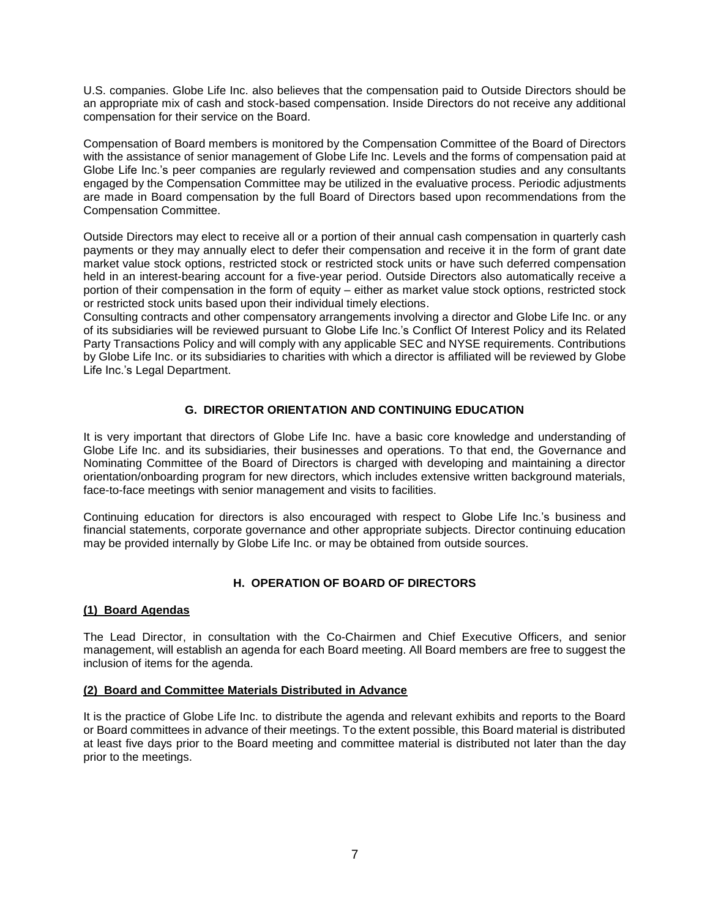U.S. companies. Globe Life Inc. also believes that the compensation paid to Outside Directors should be an appropriate mix of cash and stock-based compensation. Inside Directors do not receive any additional compensation for their service on the Board.

Compensation of Board members is monitored by the Compensation Committee of the Board of Directors with the assistance of senior management of Globe Life Inc. Levels and the forms of compensation paid at Globe Life Inc.'s peer companies are regularly reviewed and compensation studies and any consultants engaged by the Compensation Committee may be utilized in the evaluative process. Periodic adjustments are made in Board compensation by the full Board of Directors based upon recommendations from the Compensation Committee.

Outside Directors may elect to receive all or a portion of their annual cash compensation in quarterly cash payments or they may annually elect to defer their compensation and receive it in the form of grant date market value stock options, restricted stock or restricted stock units or have such deferred compensation held in an interest-bearing account for a five-year period. Outside Directors also automatically receive a portion of their compensation in the form of equity – either as market value stock options, restricted stock or restricted stock units based upon their individual timely elections.

Consulting contracts and other compensatory arrangements involving a director and Globe Life Inc. or any of its subsidiaries will be reviewed pursuant to Globe Life Inc.'s Conflict Of Interest Policy and its Related Party Transactions Policy and will comply with any applicable SEC and NYSE requirements. Contributions by Globe Life Inc. or its subsidiaries to charities with which a director is affiliated will be reviewed by Globe Life Inc.'s Legal Department.

## G. DIRECTOR ORIENTATION AND CONTINUING EDUCATION

It is very important that directors of Globe Life Inc. have a basic core knowledge and understanding of Globe Life Inc. and its subsidiaries, their businesses and operations. To that end, the Governance and Nominating Committee of the Board of Directors is charged with developing and maintaining a director orientation/onboarding program for new directors, which includes extensive written background materials, face-to-face meetings with senior management and visits to facilities.

Continuing education for directors is also encouraged with respect to Globe Life Inc.'s business and financial statements, corporate governance and other appropriate subjects. Director continuing education may be provided internally by Globe Life Inc. or may be obtained from outside sources.

## H. OPERATION OF BOARD OF DIRECTORS

### (1) Board Agendas

The Lead Director, in consultation with the Co-Chairmen and Chief Executive Officers, and senior management, will establish an agenda for each Board meeting. All Board members are free to suggest the inclusion of items for the agenda.

### (2) Board and Committee Materials Distributed in Advance

It is the practice of Globe Life Inc. to distribute the agenda and relevant exhibits and reports to the Board or Board committees in advance of their meetings. To the extent possible, this Board material is distributed at least five days prior to the Board meeting and committee material is distributed not later than the day prior to the meetings.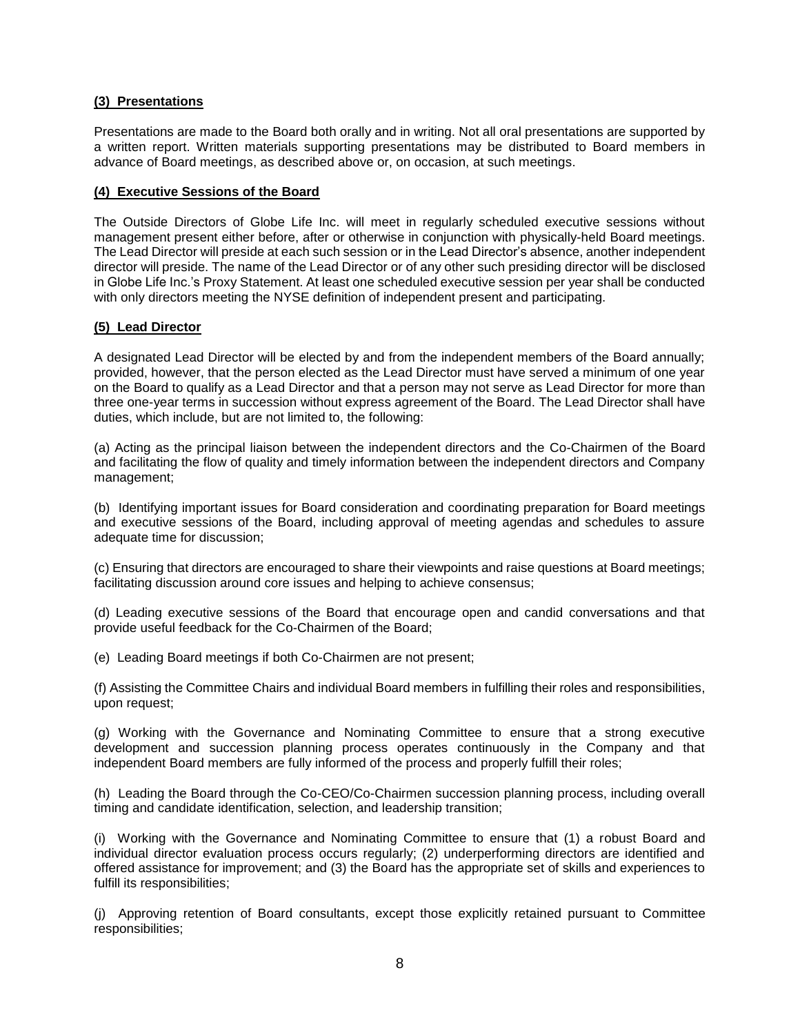**(3) Presentations**

Presentations are made to the Board both orally and in writing. Not all oral presentations are supported by a written report. Written materials supporting presentations may be distributed to Board members in advance of Board meetings, as described above or, on occasion, at such meetings.

**(4) Executive Sessions of the Board**

The Outside Directors of Globe Life Inc. will meet in regularly scheduled executive sessions without management present either before, after or otherwise in conjunction with physically-held Board meetings. The Lead Director will preside at each such session or in the Lead Director's absence, another independent director will preside. The name of the Lead Director or of any other such presiding director will be disclosed in Globe Life Inc.'s Proxy Statement. At least one scheduled executive session per year shall be conducted with only directors meeting the NYSE definition of independent present and participating.

**(5) Lead Director**

A designated Lead Director will be elected by and from the independent members of the Board annually; provided, however, that the person elected as the Lead Director must have served a minimum of one year on the Board to qualify as a Lead Director and that a person may not serve as Lead Director for more than three one-year terms in succession without express agreement of the Board. The Lead Director shall have duties, which include, but are not limited to, the following:

(a) Acting as the principal liaison between the independent directors and the Co-Chairmen of the Board and facilitating the flow of quality and timely information between the independent directors and Company management;

(b) Identifying important issues for Board consideration and coordinating preparation for Board meetings and executive sessions of the Board, including approval of meeting agendas and schedules to assure adequate time for discussion;

(c) Ensuring that directors are encouraged to share their viewpoints and raise questions at Board meetings; facilitating discussion around core issues and helping to achieve consensus;

(d) Leading executive sessions of the Board that encourage open and candid conversations and that provide useful feedback for the Co-Chairmen of the Board;

(e) Leading Board meetings if both Co-Chairmen are not present;

(f) Assisting the Committee Chairs and individual Board members in fulfilling their roles and responsibilities, upon request;

(g) Working with the Governance and Nominating Committee to ensure that a strong executive development and succession planning process operates continuously in the Company and that independent Board members are fully informed of the process and properly fulfill their roles;

(h) Leading the Board through the Co-CEO/Co-Chairmen succession planning process, including overall timing and candidate identification, selection, and leadership transition;

(i) Working with the Governance and Nominating Committee to ensure that (1) a robust Board and individual director evaluation process occurs regularly; (2) underperforming directors are identified and offered assistance for improvement; and (3) the Board has the appropriate set of skills and experiences to fulfill its responsibilities;

(j) Approving retention of Board consultants, except those explicitly retained pursuant to Committee responsibilities;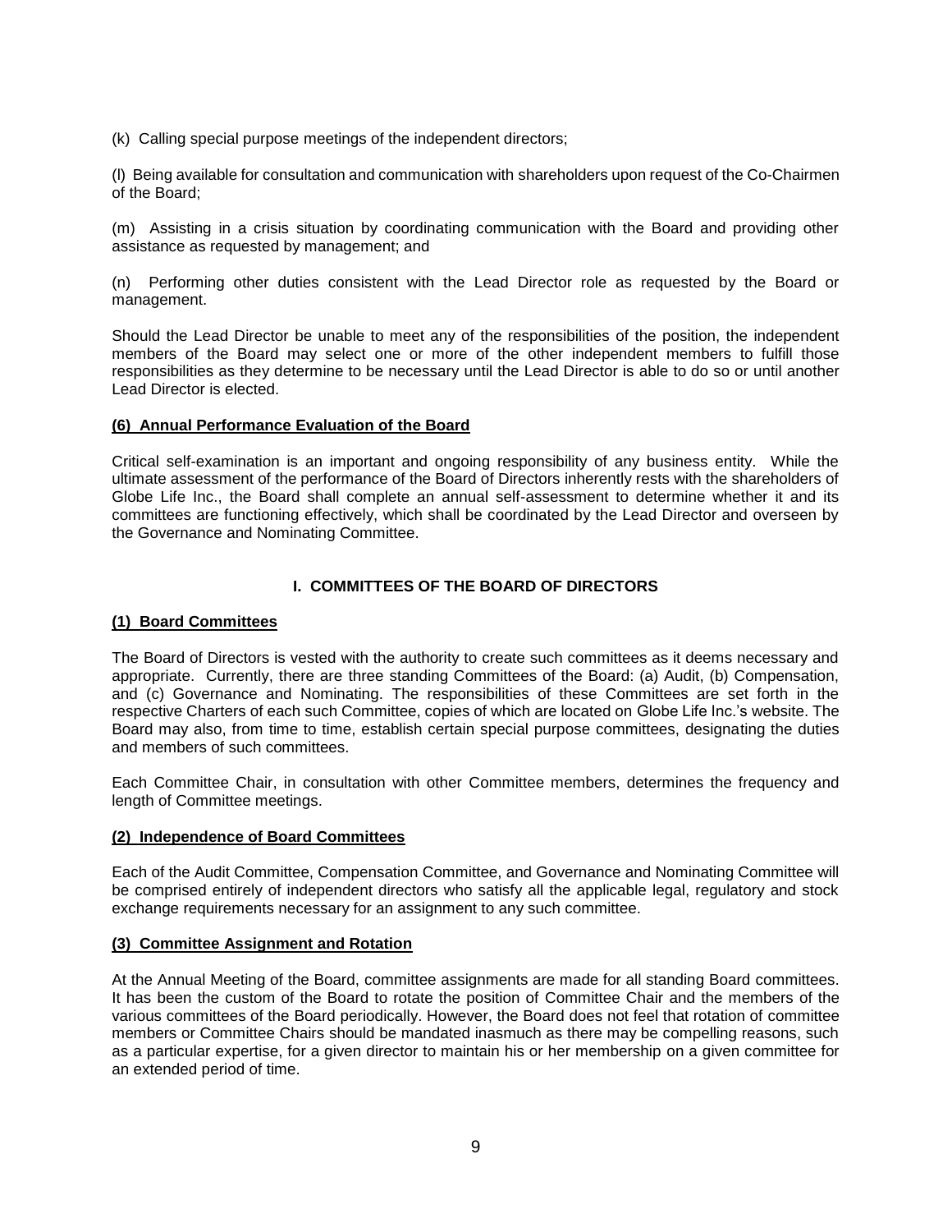(k) Calling special purpose meetings of the independent directors;

(l) Being available for consultation and communication with shareholders upon request of the Co-Chairmen of the Board;

(m) Assisting in a crisis situation by coordinating communication with the Board and providing other assistance as requested by management; and

(n) Performing other duties consistent with the Lead Director role as requested by the Board or management.

Should the Lead Director be unable to meet any of the responsibilities of the position, the independent members of the Board may select one or more of the other independent members to fulfill those responsibilities as they determine to be necessary until the Lead Director is able to do so or until another Lead Director is elected.

**(6) Annual Performance Evaluation of the Board**

Critical self-examination is an important and ongoing responsibility of any business entity. While the ultimate assessment of the performance of the Board of Directors inherently rests with the shareholders of Globe Life Inc., the Board shall complete an annual self-assessment to determine whether it and its committees are functioning effectively, which shall be coordinated by the Lead Director and overseen by the Governance and Nominating Committee.

## I. COMMITTEES OF THE BOARD OF DIRECTORS

**(1) Board Committees**

The Board of Directors is vested with the authority to create such committees as it deems necessary and appropriate. Currently, there are three standing Committees of the Board: (a) Audit, (b) Compensation, and (c) Governance and Nominating. The responsibilities of these Committees are set forth in the respective Charters of each such Committee, copies of which are located on Globe Life Inc.'s website. The Board may also, from time to time, establish certain special purpose committees, designating the duties and members of such committees.

Each Committee Chair, in consultation with other Committee members, determines the frequency and length of Committee meetings.

**(2) Independence of Board Committees**

Each of the Audit Committee, Compensation Committee, and Governance and Nominating Committee will be comprised entirely of independent directors who satisfy all the applicable legal, regulatory and stock exchange requirements necessary for an assignment to any such committee.

**(3) Committee Assignment and Rotation**

At the Annual Meeting of the Board, committee assignments are made for all standing Board committees. It has been the custom of the Board to rotate the position of Committee Chair and the members of the various committees of the Board periodically. However, the Board does not feel that rotation of committee members or Committee Chairs should be mandated inasmuch as there may be compelling reasons, such as a particular expertise, for a given director to maintain his or her membership on a given committee for an extended period of time.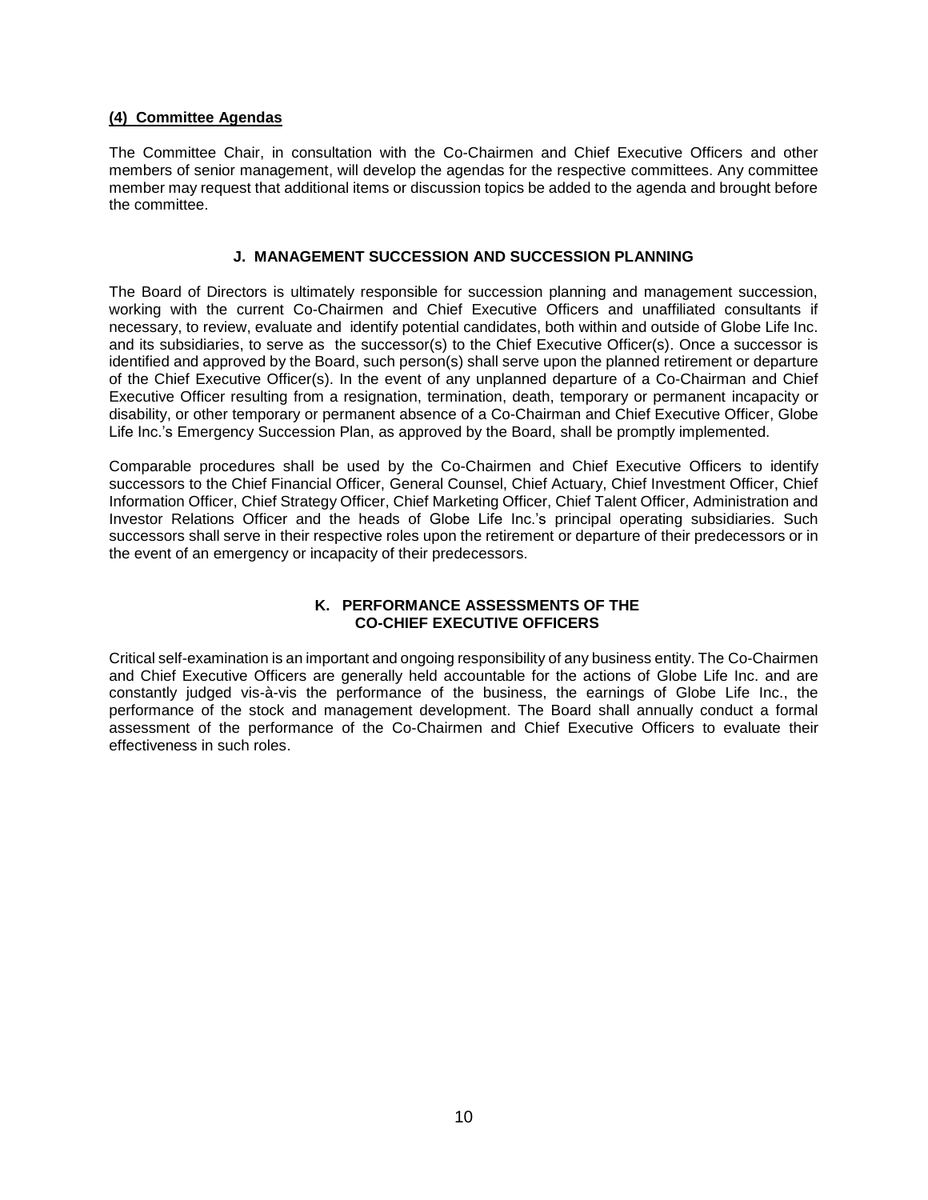**(4) Committee Agendas**

The Committee Chair, in consultation with the Co-Chairmen and Chief Executive Officers and other members of senior management, will develop the agendas for the respective committees. Any committee member may request that additional items or discussion topics be added to the agenda and brought before the committee.

### J. MANAGEMENT SUCCESSION AND SUCCESSION PLANNING

The Board of Directors is ultimately responsible for succession planning and management succession, working with the current Co-Chairmen and Chief Executive Officers and unaffiliated consultants if necessary, to review, evaluate and identify potential candidates, both within and outside of Globe Life Inc. and its subsidiaries, to serve as the successor(s) to the Chief Executive Officer(s). Once a successor is identified and approved by the Board, such person(s) shall serve upon the planned retirement or departure of the Chief Executive Officer(s). In the event of any unplanned departure of a Co-Chairman and Chief Executive Officer resulting from a resignation, termination, death, temporary or permanent incapacity or disability, or other temporary or permanent absence of a Co-Chairman and Chief Executive Officer, Globe Life Inc.'s Emergency Succession Plan, as approved by the Board, shall be promptly implemented.

Comparable procedures shall be used by the Co-Chairmen and Chief Executive Officers to identify successors to the Chief Financial Officer, General Counsel, Chief Actuary, Chief Investment Officer, Chief Information Officer, Chief Strategy Officer, Chief Marketing Officer, Chief Talent Officer, Administration and Investor Relations Officer and the heads of Globe Life Inc.'s principal operating subsidiaries. Such successors shall serve in their respective roles upon the retirement or departure of their predecessors or in the event of an emergency or incapacity of their predecessors.

### K. PERFORMANCE ASSESSMENTS OF THE CO-CHIEF EXECUTIVE OFFICERS

Critical self-examination is an important and ongoing responsibility of any business entity. The Co-Chairmen and Chief Executive Officers are generally held accountable for the actions of Globe Life Inc. and are constantly judged vis-à-vis the performance of the business, the earnings of Globe Life Inc., the performance of the stock and management development. The Board shall annually conduct a formal assessment of the performance of the Co-Chairmen and Chief Executive Officers to evaluate their effectiveness in such roles.